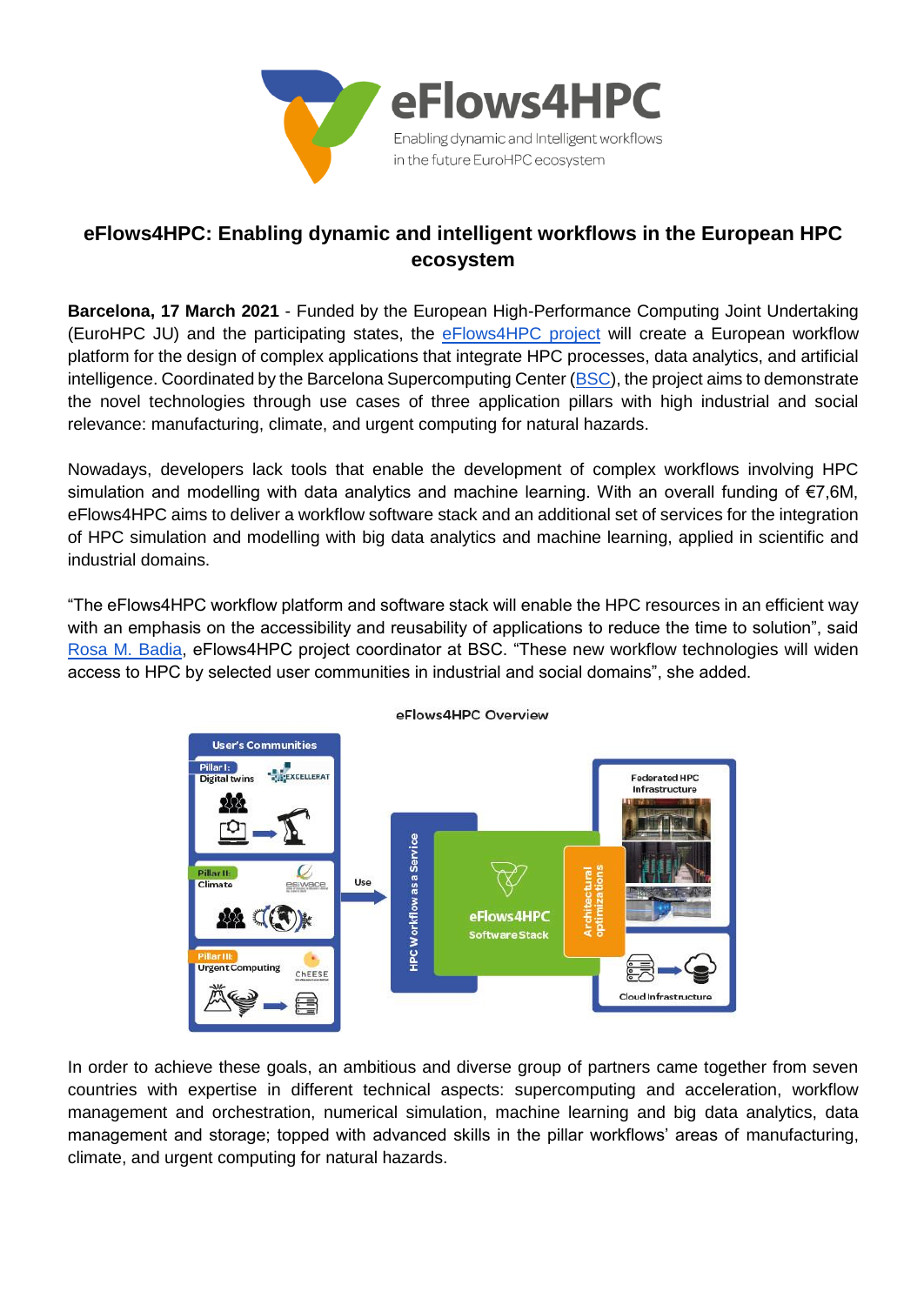# eFlows4HPC: Enabling dynamic and intelligent workflows in the European HPC ecosystem

**Barcelona, 17 March 2021** - Funded by the European High-Performance Computing Joint Undertaking (EuroHPC JU) and the participating states, the eFlows4HPC project will create a European workflow platform for the design of complex applications that integrate HPC processes, data analytics, and artificial intelligence. Coordinated by the Barcelona Supercomputing Center (BSC), the project aims to demonstrate the novel technologies through use cases of three application pillars with high industrial and social relevance: manufacturing, climate, and urgent computing for natural hazards.

Nowadays, developers lack tools that enable the development of complex workflows involving HPC simulation and modelling with data analytics and machine learning. With an overall funding of €7,6M, eFlows4HPC aims to deliver a workflow software stack and an additional set of services for the integration of HPC simulation and modelling with big data analytics and machine learning, applied in scientific and industrial domains.

"The eFlows4HPC workflow platform and software stack will enable the HPC resources in an efficient way with an emphasis on the accessibility and reusability of applications to reduce the time to solution", said Rosa M. Badia, eFlows4HPC project coordinator at BSC. "These new workflow technologies will widen access to HPC by selected user communities in industrial and social domains", she added.

eFlows4HPC Overview

In order to achieve these goals, an ambitious and diverse group of partners came together from seven countries with expertise in different technical aspects: supercomputing and acceleration, workflow management and orchestration, numerical simulation, machine learning and big data analytics, data management and storage; topped with advanced skills in the pillar workflows' areas of manufacturing, climate, and urgent computing for natural hazards.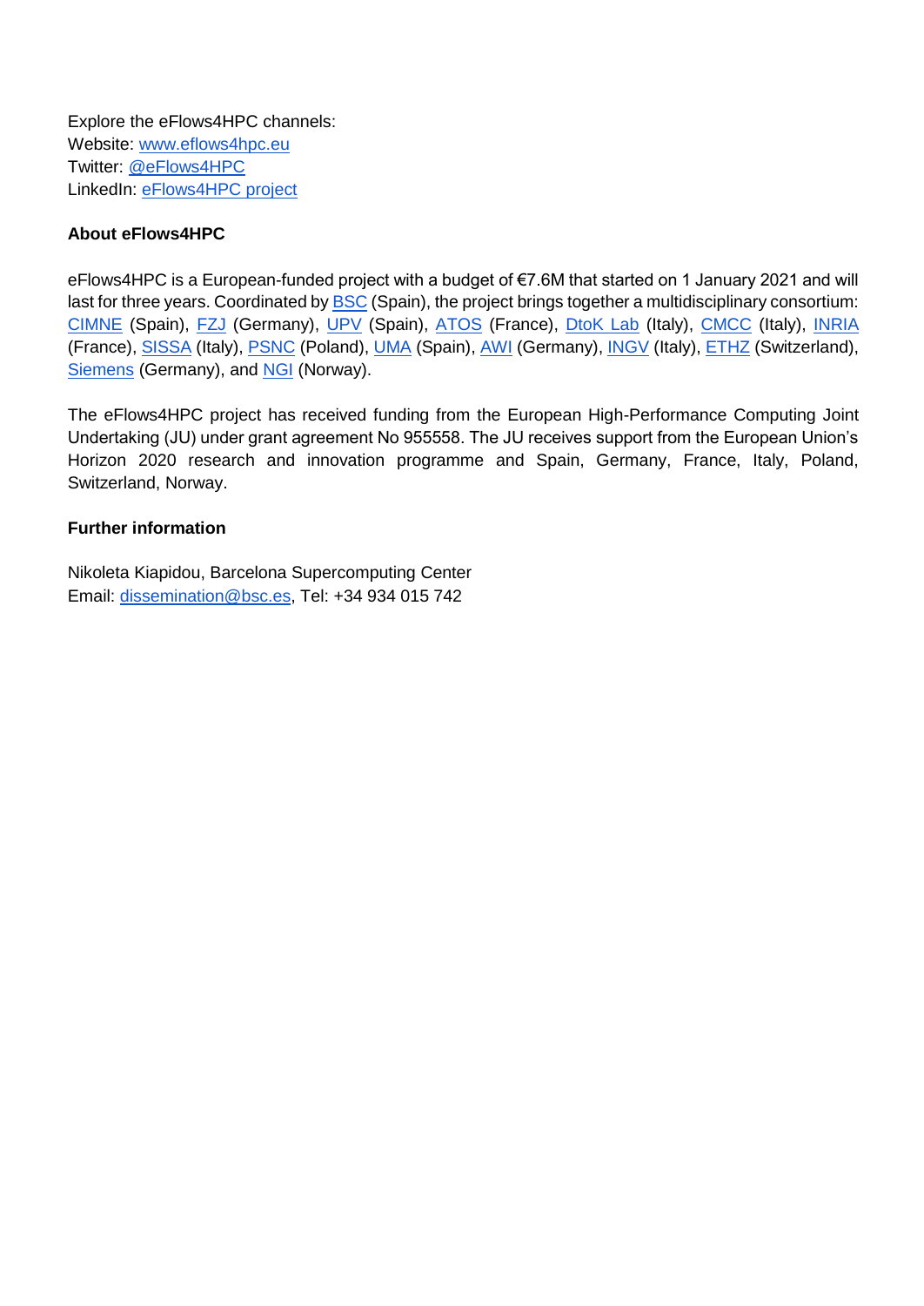Explore the eFlows4HPC channels:
Website: [www.eflows4hpc.eu](www.eflows4hpc.eu)
Twitter: [@eFlows4HPC](@eFlows4HPC)
LinkedIn: [eFlows4HPC project](eFlows4HPC project)

**About eFlows4HPC**

eFlows4HPC is a European-funded project with a budget of €7.6M that started on 1 January 2021 and will last for three years. Coordinated by BSC (Spain), the project brings together a multidisciplinary consortium: CIMNE (Spain), FZJ (Germany), UPV (Spain), ATOS (France), DtoK Lab (Italy), CMCC (Italy), INRIA (France), SISSA (Italy), PSNC (Poland), UMA (Spain), AWI (Germany), INGV (Italy), ETHZ (Switzerland), Siemens (Germany), and NGI (Norway).

The eFlows4HPC project has received funding from the European High-Performance Computing Joint Undertaking (JU) under grant agreement No 955558. The JU receives support from the European Union's Horizon 2020 research and innovation programme and Spain, Germany, France, Italy, Poland, Switzerland, Norway.

**Further information**

Nikoleta Kiapidou, Barcelona Supercomputing Center
Email: dissemination@bsc.es, Tel: +34 934 015 742